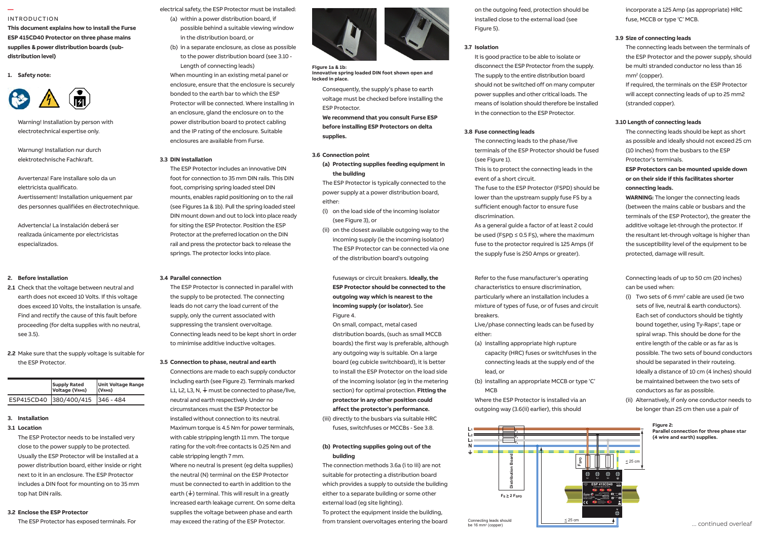INTRODUCTION

**This document explains how to install the Furse ESP 415CD40 Protector on three phase mains supplies & power distribution boards (sub-distribution level)**

## 1. Safety note:

Warning! Installation by person with electrotechnical expertise only.

Warnung! Installation nur durch elektrotechnische Fachkraft.

Avvertenza! Fare installare solo da un elettricista qualificato.

Avertissement! Installation uniquement par des personnes qualifiées en électrotechnique.

Advertencia! La instalación deberá ser realizada únicamente por electricistas especializados.

## 2. Before installation

**2.1** Check that the voltage between neutral and earth does not exceed 10 Volts. If this voltage does exceed 10 Volts, the installation is unsafe. Find and rectify the cause of this fault before proceeding (for delta supplies with no neutral, see 3.5).

**2.2** Make sure that the supply voltage is suitable for the ESP Protector.

| | Supply Rated Voltage ($V_{RMS}$) | Unit Voltage Range ($V_{RMS}$) |
|---|---|---|
| ESP415CD40 | 380/400/415 | 346 - 484 |

## 3. Installation

### 3.1 Location

The ESP Protector needs to be installed very close to the power supply to be protected. Usually the ESP Protector will be installed at a power distribution board, either inside or right next to it in an enclosure. The ESP Protector includes a DIN foot for mounting on to 35 mm top hat DIN rails.

### 3.2 Enclose the ESP Protector

The ESP Protector has exposed terminals. For electrical safety, the ESP Protector must be installed:

(a) within a power distribution board, if possible behind a suitable viewing window in the distribution board, or

(b) in a separate enclosure, as close as possible to the power distribution board (see 3.10 - Length of connecting leads)

When mounting in an existing metal panel or enclosure, ensure that the enclosure is securely bonded to the earth bar to which the ESP Protector will be connected. Where installing in an enclosure, gland the enclosure on to the power distribution board to protect cabling and the IP rating of the enclosure. Suitable enclosures are available from Furse.

### 3.3 DIN installation

The ESP Protector includes an innovative DIN foot for connection to 35 mm DIN rails. This DIN foot, comprising spring loaded steel DIN mounts, enables rapid positioning on to the rail (see Figures 1a & 1b). Pull the spring loaded steel DIN mount down and out to lock into place ready for siting the ESP Protector. Position the ESP Protector at the preferred location on the DIN rail and press the protector back to release the springs. The protector locks into place.

### 3.4 Parallel connection

The ESP Protector is connected in parallel with the supply to be protected. The connecting leads do not carry the load current of the supply, only the current associated with suppressing the transient overvoltage. Connecting leads need to be kept short in order to minimise additive inductive voltages.

### 3.5 Connection to phase, neutral and earth

Connections are made to each supply conductor including earth (see Figure 2). Terminals marked L1, L2, L3, N, ⏚ must be connected to phase/live, neutral and earth respectively. Under no circumstances must the ESP Protector be installed without connection to its neutral. Maximum torque is 4.5 Nm for power terminals, with cable stripping length 11 mm. The torque rating for the volt-free contacts is 0.25 Nm and cable stripping length 7 mm.

Where no neutral is present (eg delta supplies) the neutral (N) terminal on the ESP Protector must be connected to earth in addition to the earth (⏚) terminal. This will result in a greatly increased earth leakage current. On some delta supplies the voltage between phase and earth may exceed the rating of the ESP Protector.

**Figure 1a & 1b:**
**Innovative spring loaded DIN foot shown open and locked in place.**

Consequently, the supply's phase to earth voltage must be checked before installing the ESP Protector.

**We recommend that you consult Furse ESP before installing ESP Protectors on delta supplies.**

### 3.6 Connection point

**(a) Protecting supplies feeding equipment in the building**

The ESP Protector is typically connected to the power supply at a power distribution board, either:

(i) on the load side of the incoming isolator (see Figure 3), or

(ii) on the closest available outgoing way to the incoming supply (ie the incoming isolator) The ESP Protector can be connected via one of the distribution board's outgoing fuseways or circuit breakers. **Ideally, the ESP Protector should be connected to the outgoing way which is nearest to the incoming supply (or isolator).** See Figure 4.

On small, compact, metal cased distribution boards, (such as small MCCB boards) the first way is preferable, although any outgoing way is suitable. On a large board (eg cubicle switchboard), it is better to install the ESP Protector on the load side of the incoming isolator (eg in the metering section) for optimal protection. **Fitting the protector in any other position could affect the protector's performance.**

(iii) directly to the busbars via suitable HRC fuses, switchfuses or MCCBs - See 3.8.

**(b) Protecting supplies going out of the building**

The connection methods 3.6a (i to iii) are not suitable for protecting a distribution board which provides a supply to outside the building either to a separate building or some other external load (eg site lighting).

To protect the equipment inside the building, from transient overvoltages entering the board on the outgoing feed, protection should be installed close to the external load (see Figure 5).

### 3.7 Isolation

It is good practice to be able to isolate or disconnect the ESP Protector from the supply. The supply to the entire distribution board should not be switched off on many computer power supplies and other critical loads. The means of isolation should therefore be installed in the connection to the ESP Protector.

### 3.8 Fuse connecting leads

The connecting leads to the phase/live terminals of the ESP Protector should be fused (see Figure 1).

This is to protect the connecting leads in the event of a short circuit.

The fuse to the ESP Protector (FSPD) should be lower than the upstream supply fuse FS by a sufficient enough factor to ensure fuse discrimination.

As a general guide a factor of at least 2 could be used ($F_{SPD} \leq 0.5\ F_S$), where the maximum fuse to the protector required is 125 Amps (if the supply fuse is 250 Amps or greater).

Refer to the fuse manufacturer's operating characteristics to ensure discrimination, particularly where an installation includes a mixture of types of fuse, or of fuses and circuit breakers.

Live/phase connecting leads can be fused by either:

(a) installing appropriate high rupture capacity (HRC) fuses or switchfuses in the connecting leads at the supply end of the lead, or

(b) installing an appropriate MCCB or type 'C' MCB

Where the ESP Protector is installed via an outgoing way (3.6(ii) earlier), this should incorporate a 125 Amp (as appropriate) HRC fuse, MCCB or type 'C' MCB.

### 3.9 Size of connecting leads

The connecting leads between the terminals of the ESP Protector and the power supply, should be multi stranded conductor no less than 16 mm² (copper).

If required, the terminals on the ESP Protector will accept connecting leads of up to 25 mm2 (stranded copper).

### 3.10 Length of connecting leads

The connecting leads should be kept as short as possible and ideally should not exceed 25 cm (10 inches) from the busbars to the ESP Protector's terminals.

**ESP Protectors can be mounted upside down or on their side if this facilitates shorter connecting leads.**

**WARNING:** The longer the connecting leads (between the mains cable or busbars and the terminals of the ESP Protector), the greater the additive voltage let-through the protector. If the resultant let-through voltage is higher than the susceptibility level of the equipment to be protected, damage will result.

Connecting leads of up to 50 cm (20 inches) can be used when:

(i) Two sets of 6 mm² cable are used (ie two sets of live, neutral & earth conductors). Each set of conductors should be tightly bound together, using Ty-Raps®, tape or spiral wrap. This should be done for the entire length of the cable or as far as is possible. The two sets of bound conductors should be separated in their routeing. Ideally a distance of 10 cm (4 inches) should be maintained between the two sets of conductors as far as possible.

(ii) Alternatively, if only one conductor needs to be longer than 25 cm then use a pair of

L1 L2 L3 N ⏚ Distribution Board $F_{SPD}$ ≤ 25 cm $F_S \geq 2\ F_{SPD}$ Connecting leads should be 16 mm² (copper) ≤ 25 cm

**Figure 2:**
**Parallel connection for three phase star (4 wire and earth) supplies.**

... continued overleaf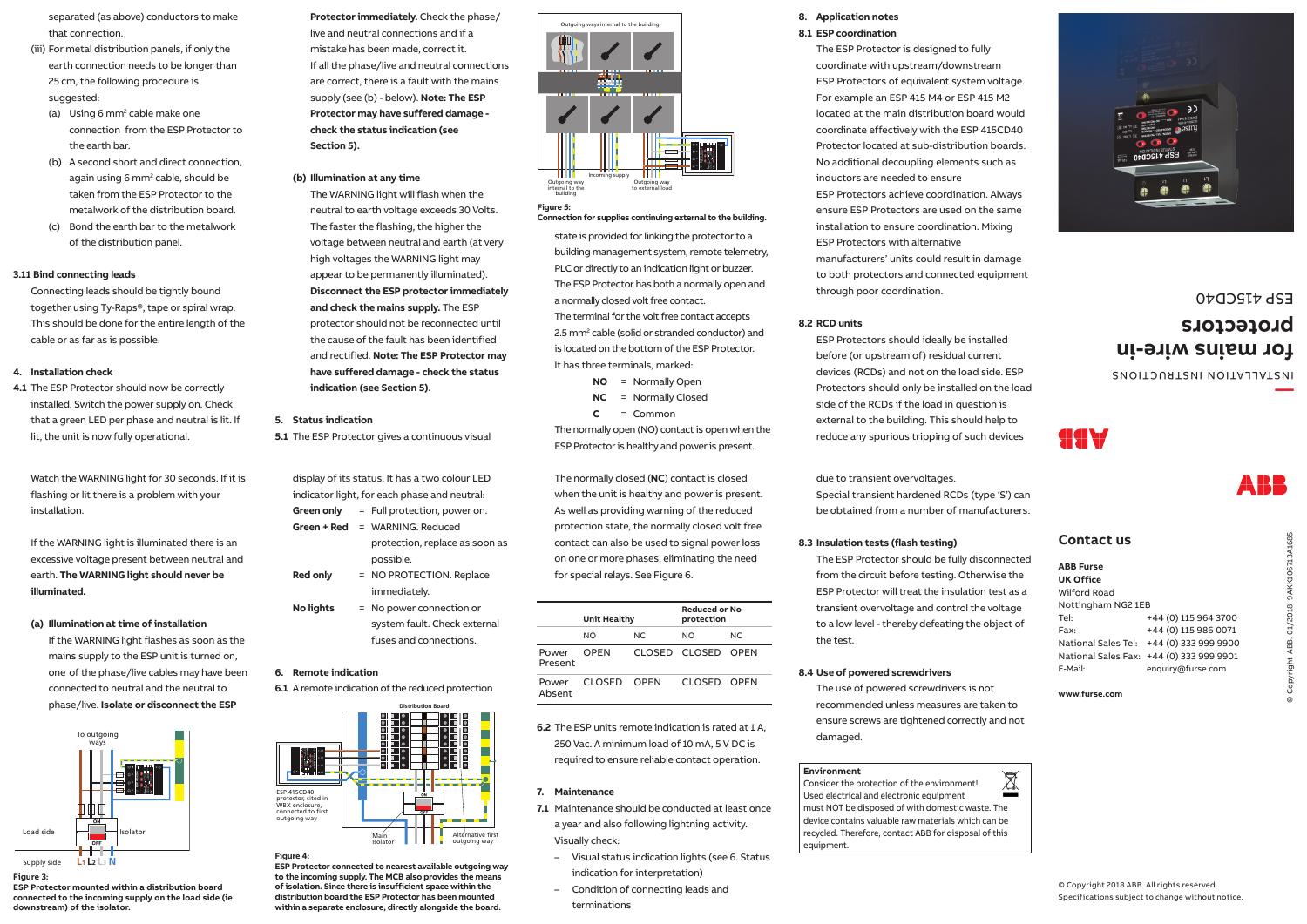separated (as above) conductors to make that connection.

(iii) For metal distribution panels, if only the earth connection needs to be longer than 25 cm, the following procedure is suggested:

(a) Using 6 mm² cable make one connection from the ESP Protector to the earth bar.

(b) A second short and direct connection, again using 6 mm² cable, should be taken from the ESP Protector to the metalwork of the distribution board.

(c) Bond the earth bar to the metalwork of the distribution panel.

**3.11 Bind connecting leads**

Connecting leads should be tightly bound together using Ty-Raps®, tape or spiral wrap. This should be done for the entire length of the cable or as far as is possible.

## 4. Installation check

**4.1** The ESP Protector should now be correctly installed. Switch the power supply on. Check that a green LED per phase and neutral is lit. If lit, the unit is now fully operational.

Watch the WARNING light for 30 seconds. If it is flashing or lit there is a problem with your installation.

If the WARNING light is illuminated there is an excessive voltage present between neutral and earth. **The WARNING light should never be illuminated.**

**(a) Illumination at time of installation**

If the WARNING light flashes as soon as the mains supply to the ESP unit is turned on, one of the phase/live cables may have been connected to neutral and the neutral to phase/live. **Isolate or disconnect the ESP Protector immediately.** Check the phase/live and neutral connections and if a mistake has been made, correct it.

If all the phase/live and neutral connections are correct, there is a fault with the mains supply (see (b) - below). **Note: The ESP Protector may have suffered damage - check the status indication (see Section 5).**

To outgoing ways

Load side

Isolator

ON

OFF

Supply side

L1 L2 L3 N

**Figure 3:**
**ESP Protector mounted within a distribution board connected to the incoming supply on the load side (ie downstream) of the isolator.**

**(b) Illumination at any time**

The WARNING light will flash when the neutral to earth voltage exceeds 30 Volts. The faster the flashing, the higher the voltage between neutral and earth (at very high voltages the WARNING light may appear to be permanently illuminated). **Disconnect the ESP protector immediately and check the mains supply.** The ESP protector should not be reconnected until the cause of the fault has been identified and rectified. **Note: The ESP Protector may have suffered damage - check the status indication (see Section 5).**

## 5. Status indication

**5.1** The ESP Protector gives a continuous visual display of its status. It has a two colour LED indicator light, for each phase and neutral:

| | | |
|---|---|---|
| **Green only** | = | Full protection, power on. |
| **Green + Red** | = | WARNING. Reduced protection, replace as soon as possible. |
| **Red only** | = | NO PROTECTION. Replace immediately. |
| **No lights** | = | No power connection or system fault. Check external fuses and connections. |

## 6. Remote indication

**6.1** A remote indication of the reduced protection state is provided for linking the protector to a building management system, remote telemetry, PLC or directly to an indication light or buzzer. The ESP Protector has both a normally open and a normally closed volt free contact.

The terminal for the volt free contact accepts 2.5 mm² cable (solid or stranded conductor) and is located on the bottom of the ESP Protector.

It has three terminals, marked:

| | | |
|---|---|---|
| **NO** | = | Normally Open |
| **NC** | = | Normally Closed |
| **C** | = | Common |

The normally open (NO) contact is open when the ESP Protector is healthy and power is present.

The normally closed (**NC**) contact is closed when the unit is healthy and power is present. As well as providing warning of the reduced protection state, the normally closed volt free contact can also be used to signal power loss on one or more phases, eliminating the need for special relays. See Figure 6.

Distribution Board

ESP 415CD40 protector, sited in WBX enclosure, connected to first outgoing way

ON

OFF

Main Isolator

Alternative first outgoing way

**Figure 4:**
**ESP Protector connected to nearest available outgoing way to the incoming supply. The MCB also provides the means of isolation. Since there is insufficient space within the distribution board the ESP Protector has been mounted within a separate enclosure, directly alongside the board.**

Outgoing ways internal to the building

Incoming supply

Outgoing ways internal to the building

Outgoing way to external load

**Figure 5:**
**Connection for supplies continuing external to the building.**

| | Unit Healthy | | Reduced or No protection | |
|---|---|---|---|---|
| | NO | NC | NO | NC |
| Power Present | OPEN | CLOSED | CLOSED | OPEN |
| Power Absent | CLOSED | OPEN | CLOSED | OPEN |

**6.2** The ESP units remote indication is rated at 1 A, 250 Vac. A minimum load of 10 mA, 5 V DC is required to ensure reliable contact operation.

## 7. Maintenance

**7.1** Maintenance should be conducted at least once a year and also following lightning activity. Visually check:

– Visual status indication lights (see 6. Status indication for interpretation)

– Condition of connecting leads and terminations

## 8. Application notes

**8.1 ESP coordination**

The ESP Protector is designed to fully coordinate with upstream/downstream ESP Protectors of equivalent system voltage. For example an ESP 415 M4 or ESP 415 M2 located at the main distribution board would coordinate effectively with the ESP 415CD40 Protector located at sub-distribution boards. No additional decoupling elements such as inductors are needed to ensure ESP Protectors achieve coordination. Always ensure ESP Protectors are used on the same installation to ensure coordination. Mixing ESP Protectors with alternative manufacturers' units could result in damage to both protectors and connected equipment through poor coordination.

**8.2 RCD units**

ESP Protectors should ideally be installed before (or upstream of) residual current devices (RCDs) and not on the load side. ESP Protectors should only be installed on the load side of the RCDs if the load in question is external to the building. This should help to reduce any spurious tripping of such devices due to transient overvoltages.

Special transient hardened RCDs (type 'S') can be obtained from a number of manufacturers.

**8.3 Insulation tests (flash testing)**

The ESP Protector should be fully disconnected from the circuit before testing. Otherwise the ESP Protector will treat the insulation test as a transient overvoltage and control the voltage to a low level - thereby defeating the object of the test.

**8.4 Use of powered screwdrivers**

The use of powered screwdrivers is not recommended unless measures are taken to ensure screws are tightened correctly and not damaged.

**Environment**
Consider the protection of the environment!
Used electrical and electronic equipment must NOT be disposed of with domestic waste. The device contains valuable raw materials which can be recycled. Therefore, contact ABB for disposal of this equipment.

INSTALLATION INSTRUCTIONS

# for mains wire-in protectors

ESP 415CD40

ABB

## Contact us

**ABB Furse**
**UK Office**
Wilford Road
Nottingham NG2 1EB

| | |
|---|---|
| Tel: | +44 (0) 115 964 3700 |
| Fax: | +44 (0) 115 986 0071 |
| National Sales Tel: | +44 (0) 333 999 9900 |
| National Sales Fax: | +44 (0) 333 999 9901 |
| E-Mail: | enquiry@furse.com |

**www.furse.com**

© Copyright ABB. 01/2018 9AKK106713A1685

© Copyright 2018 ABB. All rights reserved.
Specifications subject to change without notice.